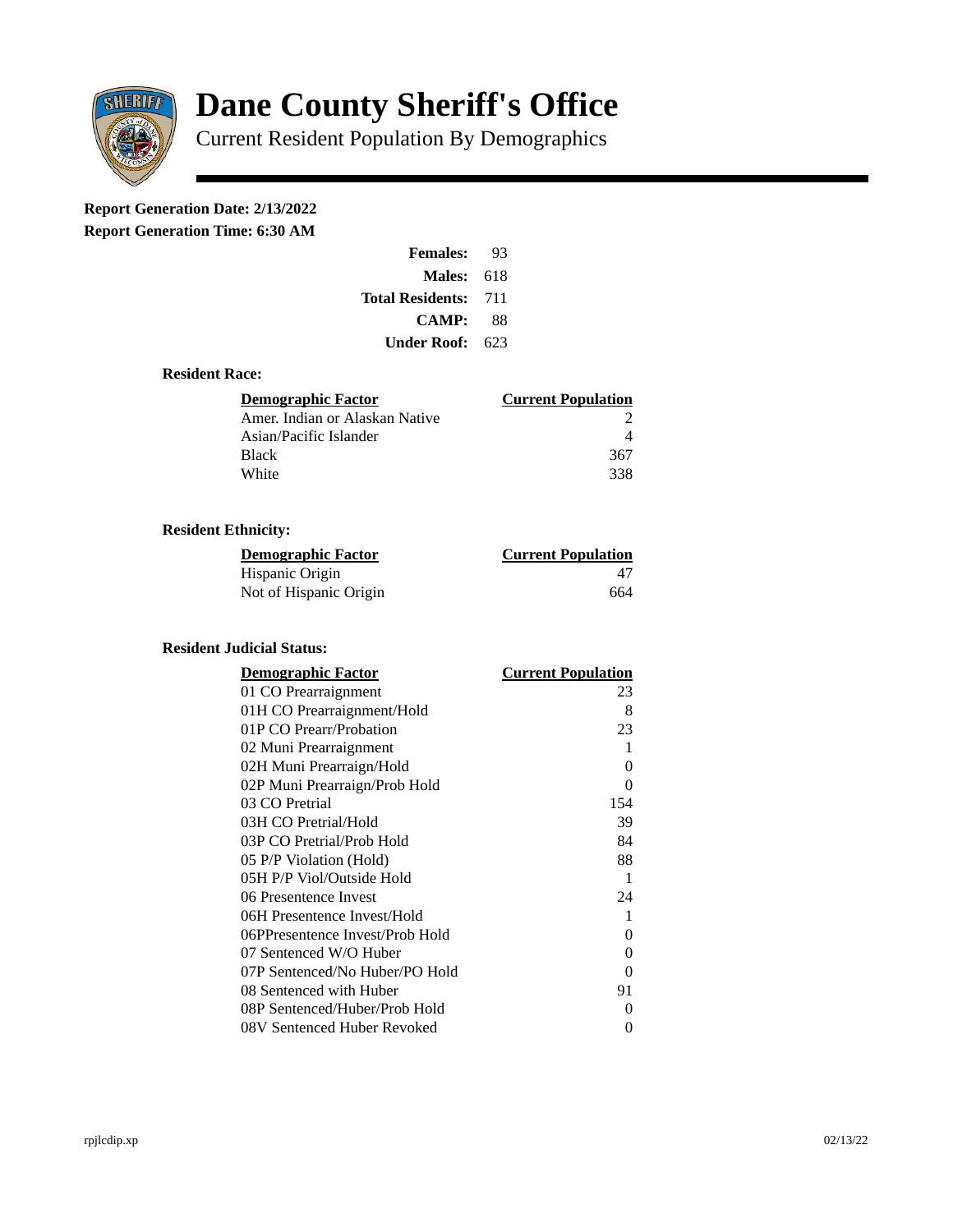# Dane County Sheriff's Office

Current Resident Population By Demographics

**Report Generation Date: 2/13/2022**

**Report Generation Time: 6:30 AM**

| | |
|---|---|
| **Females:** | 93 |
| **Males:** | 618 |
| **Total Residents:** | 711 |
| **CAMP:** | 88 |
| **Under Roof:** | 623 |

### Resident Race:

| Demographic Factor | Current Population |
|---|---|
| Amer. Indian or Alaskan Native | 2 |
| Asian/Pacific Islander | 4 |
| Black | 367 |
| White | 338 |

### Resident Ethnicity:

| Demographic Factor | Current Population |
|---|---|
| Hispanic Origin | 47 |
| Not of Hispanic Origin | 664 |

### Resident Judicial Status:

| Demographic Factor | Current Population |
|---|---|
| 01 CO Prearraignment | 23 |
| 01H CO Prearraignment/Hold | 8 |
| 01P CO Prearr/Probation | 23 |
| 02 Muni Prearraignment | 1 |
| 02H Muni Prearraign/Hold | 0 |
| 02P Muni Prearraign/Prob Hold | 0 |
| 03 CO Pretrial | 154 |
| 03H CO Pretrial/Hold | 39 |
| 03P CO Pretrial/Prob Hold | 84 |
| 05 P/P Violation (Hold) | 88 |
| 05H P/P Viol/Outside Hold | 1 |
| 06 Presentence Invest | 24 |
| 06H Presentence Invest/Hold | 1 |
| 06PPresentence Invest/Prob Hold | 0 |
| 07 Sentenced W/O Huber | 0 |
| 07P Sentenced/No Huber/PO Hold | 0 |
| 08 Sentenced with Huber | 91 |
| 08P Sentenced/Huber/Prob Hold | 0 |
| 08V Sentenced Huber Revoked | 0 |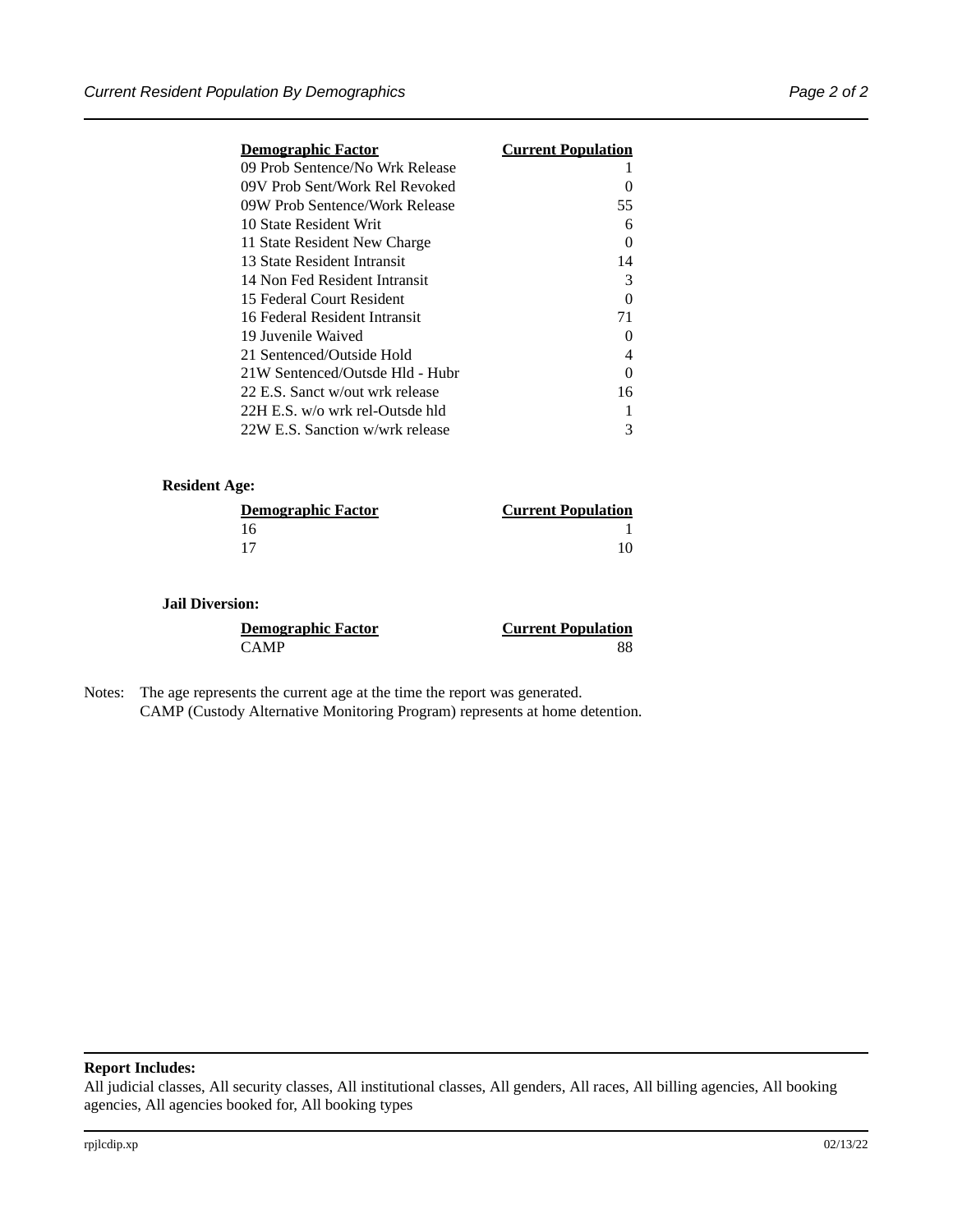| Demographic Factor | Current Population |
| --- | --- |
| 09 Prob Sentence/No Wrk Release | 1 |
| 09V Prob Sent/Work Rel Revoked | 0 |
| 09W Prob Sentence/Work Release | 55 |
| 10 State Resident Writ | 6 |
| 11 State Resident New Charge | 0 |
| 13 State Resident Intransit | 14 |
| 14 Non Fed Resident Intransit | 3 |
| 15 Federal Court Resident | 0 |
| 16 Federal Resident Intransit | 71 |
| 19 Juvenile Waived | 0 |
| 21 Sentenced/Outside Hold | 4 |
| 21W Sentenced/Outsde Hld - Hubr | 0 |
| 22 E.S. Sanct w/out wrk release | 16 |
| 22H E.S. w/o wrk rel-Outsde hld | 1 |
| 22W E.S. Sanction w/wrk release | 3 |

**Resident Age:**

| Demographic Factor | Current Population |
| --- | --- |
| 16 | 1 |
| 17 | 10 |

**Jail Diversion:**

| Demographic Factor | Current Population |
| --- | --- |
| CAMP | 88 |

Notes: The age represents the current age at the time the report was generated.
CAMP (Custody Alternative Monitoring Program) represents at home detention.

**Report Includes:**

All judicial classes, All security classes, All institutional classes, All genders, All races, All billing agencies, All booking agencies, All agencies booked for, All booking types

rpjlcdip.xp 02/13/22